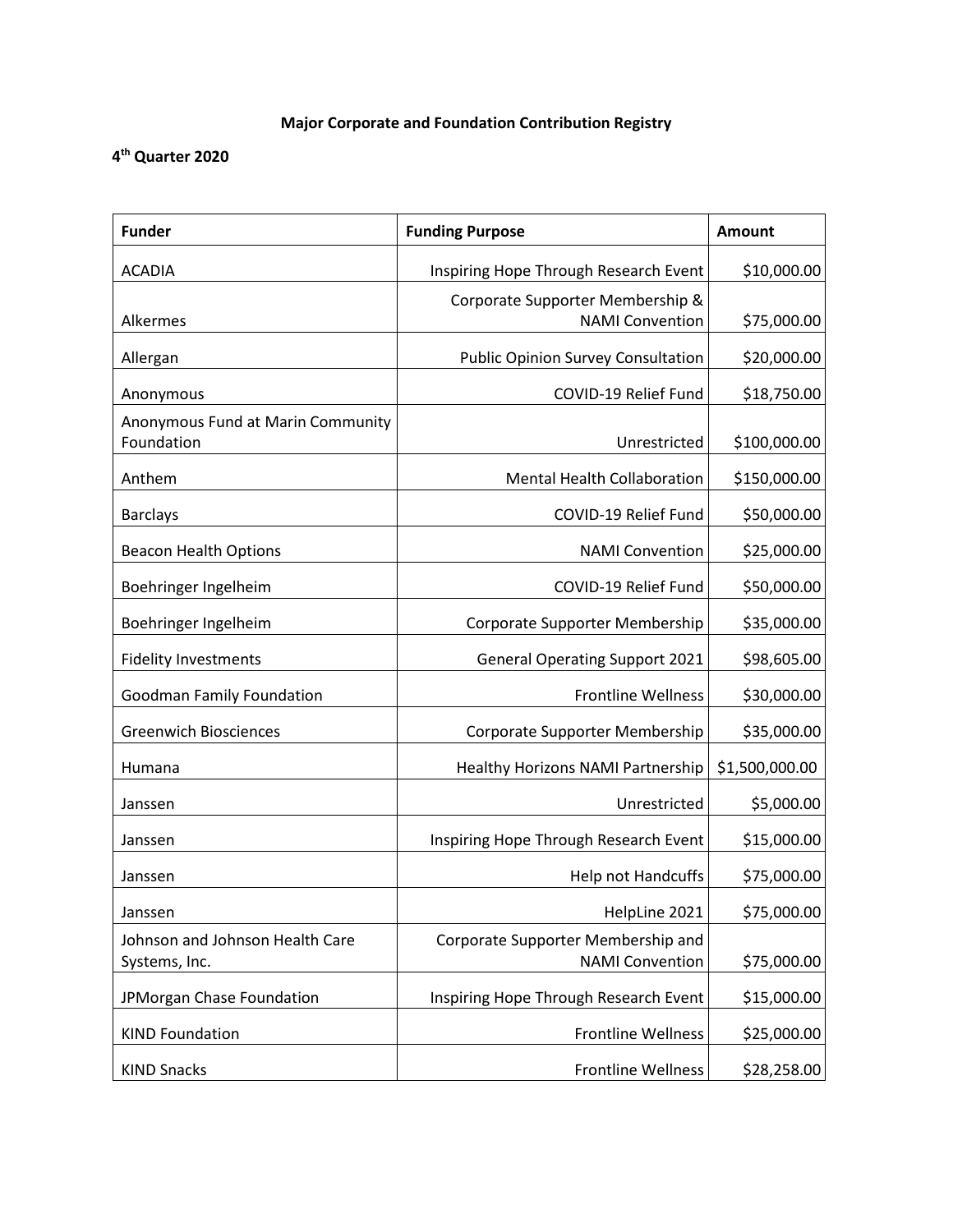**Major Corporate and Foundation Contribution Registry**

**4th Quarter 2020**

| **Funder** | **Funding Purpose** | **Amount** |
| --- | --- | --- |
| ACADIA | Inspiring Hope Through Research Event | $10,000.00 |
| Alkermes | Corporate Supporter Membership & NAMI Convention | $75,000.00 |
| Allergan | Public Opinion Survey Consultation | $20,000.00 |
| Anonymous | COVID-19 Relief Fund | $18,750.00 |
| Anonymous Fund at Marin Community Foundation | Unrestricted | $100,000.00 |
| Anthem | Mental Health Collaboration | $150,000.00 |
| Barclays | COVID-19 Relief Fund | $50,000.00 |
| Beacon Health Options | NAMI Convention | $25,000.00 |
| Boehringer Ingelheim | COVID-19 Relief Fund | $50,000.00 |
| Boehringer Ingelheim | Corporate Supporter Membership | $35,000.00 |
| Fidelity Investments | General Operating Support 2021 | $98,605.00 |
| Goodman Family Foundation | Frontline Wellness | $30,000.00 |
| Greenwich Biosciences | Corporate Supporter Membership | $35,000.00 |
| Humana | Healthy Horizons NAMI Partnership | $1,500,000.00 |
| Janssen | Unrestricted | $5,000.00 |
| Janssen | Inspiring Hope Through Research Event | $15,000.00 |
| Janssen | Help not Handcuffs | $75,000.00 |
| Janssen | HelpLine 2021 | $75,000.00 |
| Johnson and Johnson Health Care Systems, Inc. | Corporate Supporter Membership and NAMI Convention | $75,000.00 |
| JPMorgan Chase Foundation | Inspiring Hope Through Research Event | $15,000.00 |
| KIND Foundation | Frontline Wellness | $25,000.00 |
| KIND Snacks | Frontline Wellness | $28,258.00 |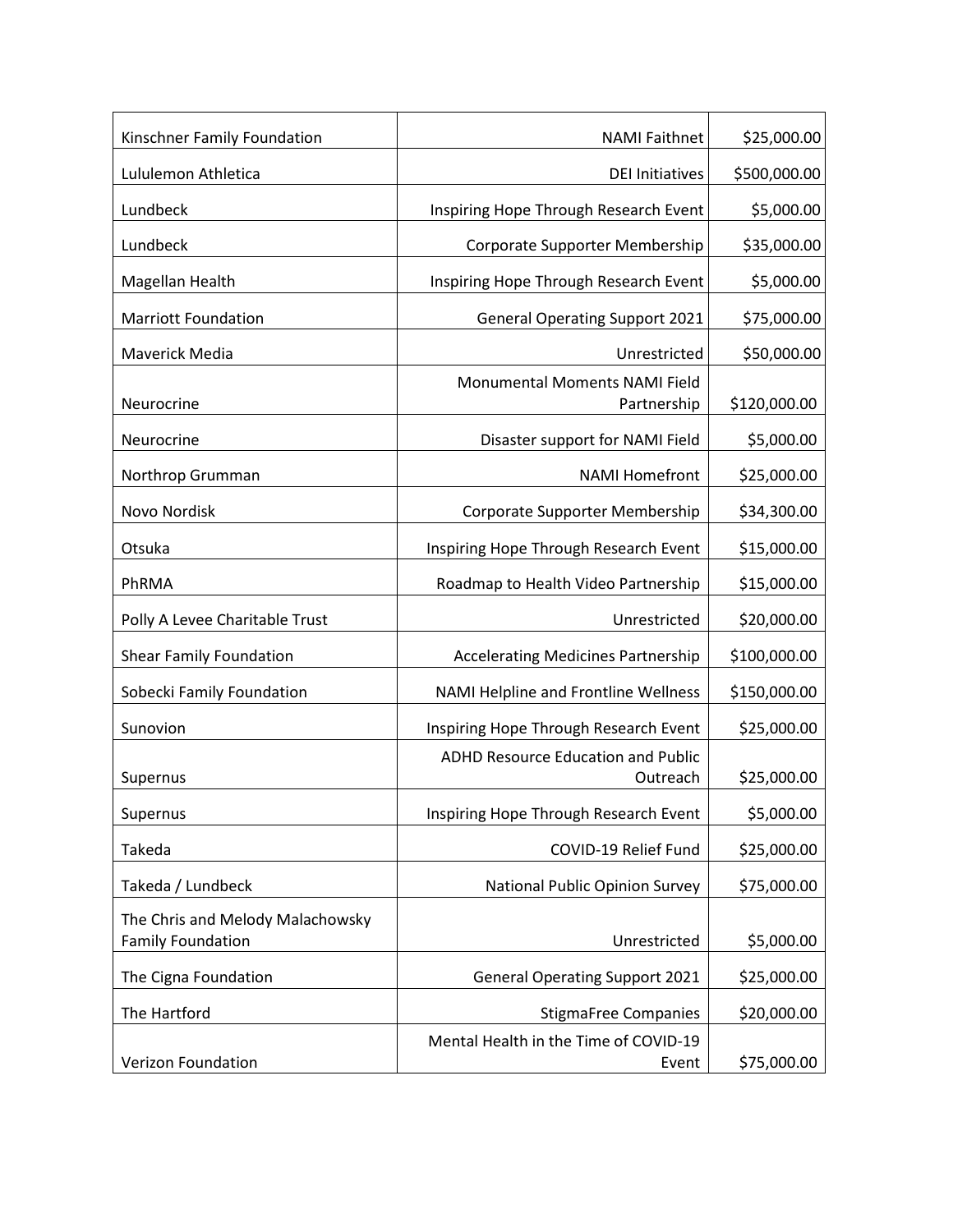| | | |
|---|---|---|
| Kinschner Family Foundation | NAMI Faithnet | $25,000.00 |
| Lululemon Athletica | DEI Initiatives | $500,000.00 |
| Lundbeck | Inspiring Hope Through Research Event | $5,000.00 |
| Lundbeck | Corporate Supporter Membership | $35,000.00 |
| Magellan Health | Inspiring Hope Through Research Event | $5,000.00 |
| Marriott Foundation | General Operating Support 2021 | $75,000.00 |
| Maverick Media | Unrestricted | $50,000.00 |
| Neurocrine | Monumental Moments NAMI Field Partnership | $120,000.00 |
| Neurocrine | Disaster support for NAMI Field | $5,000.00 |
| Northrop Grumman | NAMI Homefront | $25,000.00 |
| Novo Nordisk | Corporate Supporter Membership | $34,300.00 |
| Otsuka | Inspiring Hope Through Research Event | $15,000.00 |
| PhRMA | Roadmap to Health Video Partnership | $15,000.00 |
| Polly A Levee Charitable Trust | Unrestricted | $20,000.00 |
| Shear Family Foundation | Accelerating Medicines Partnership | $100,000.00 |
| Sobecki Family Foundation | NAMI Helpline and Frontline Wellness | $150,000.00 |
| Sunovion | Inspiring Hope Through Research Event | $25,000.00 |
| Supernus | ADHD Resource Education and Public Outreach | $25,000.00 |
| Supernus | Inspiring Hope Through Research Event | $5,000.00 |
| Takeda | COVID-19 Relief Fund | $25,000.00 |
| Takeda / Lundbeck | National Public Opinion Survey | $75,000.00 |
| The Chris and Melody Malachowsky Family Foundation | Unrestricted | $5,000.00 |
| The Cigna Foundation | General Operating Support 2021 | $25,000.00 |
| The Hartford | StigmaFree Companies | $20,000.00 |
| Verizon Foundation | Mental Health in the Time of COVID-19 Event | $75,000.00 |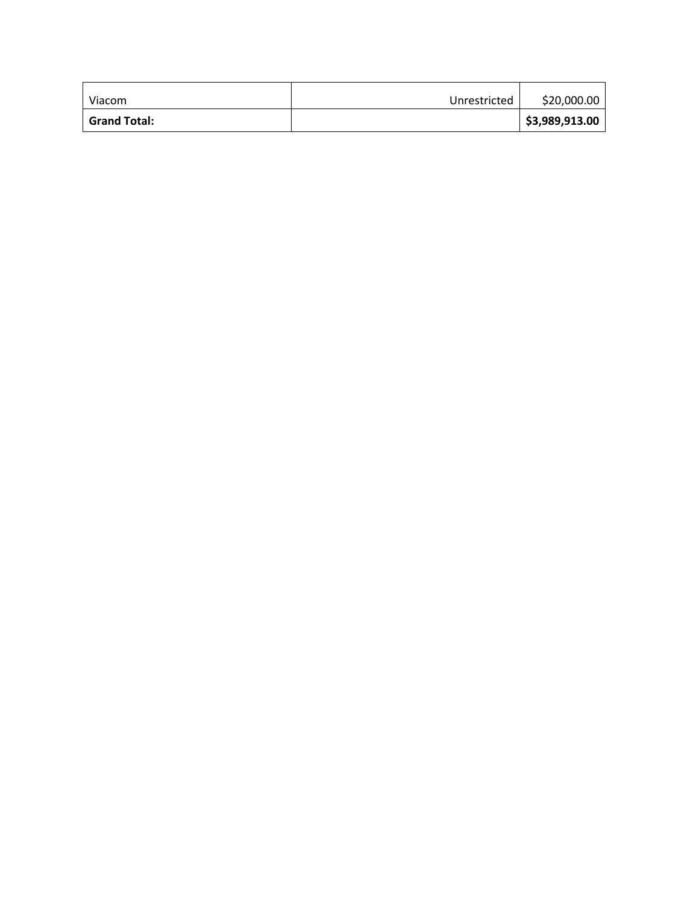| | | |
|---|---|---|
| Viacom | Unrestricted | $20,000.00 |
| **Grand Total:** | | **$3,989,913.00** |